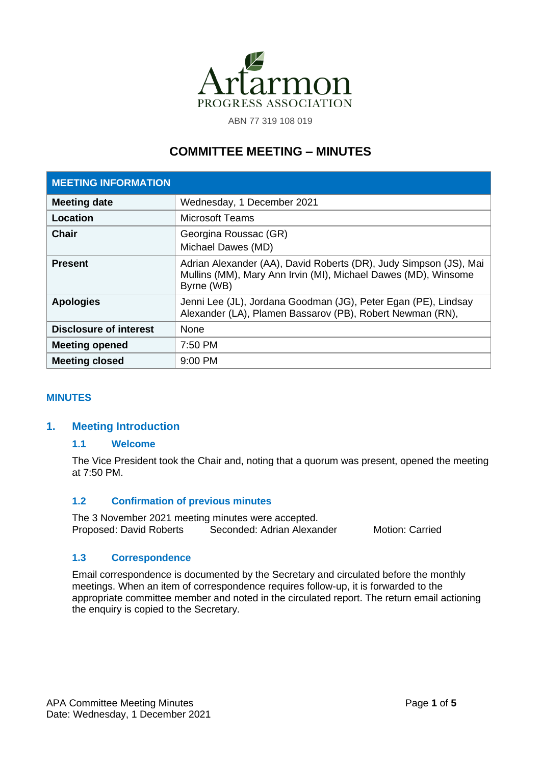Artarmon

PROGRESS ASSOCIATION

ABN 77 319 108 019

# COMMITTEE MEETING – MINUTES

| MEETING INFORMATION | |
|---|---|
| **Meeting date** | Wednesday, 1 December 2021 |
| **Location** | Microsoft Teams |
| **Chair** | Georgina Roussac (GR)<br>Michael Dawes (MD) |
| **Present** | Adrian Alexander (AA), David Roberts (DR), Judy Simpson (JS), Mai Mullins (MM), Mary Ann Irvin (MI), Michael Dawes (MD), Winsome Byrne (WB) |
| **Apologies** | Jenni Lee (JL), Jordana Goodman (JG), Peter Egan (PE), Lindsay Alexander (LA), Plamen Bassarov (PB), Robert Newman (RN), |
| **Disclosure of interest** | None |
| **Meeting opened** | 7:50 PM |
| **Meeting closed** | 9:00 PM |

**MINUTES**

## 1. Meeting Introduction

### 1.1 Welcome

The Vice President took the Chair and, noting that a quorum was present, opened the meeting at 7:50 PM.

### 1.2 Confirmation of previous minutes

The 3 November 2021 meeting minutes were accepted.
Proposed: David Roberts Seconded: Adrian Alexander Motion: Carried

### 1.3 Correspondence

Email correspondence is documented by the Secretary and circulated before the monthly meetings. When an item of correspondence requires follow-up, it is forwarded to the appropriate committee member and noted in the circulated report. The return email actioning the enquiry is copied to the Secretary.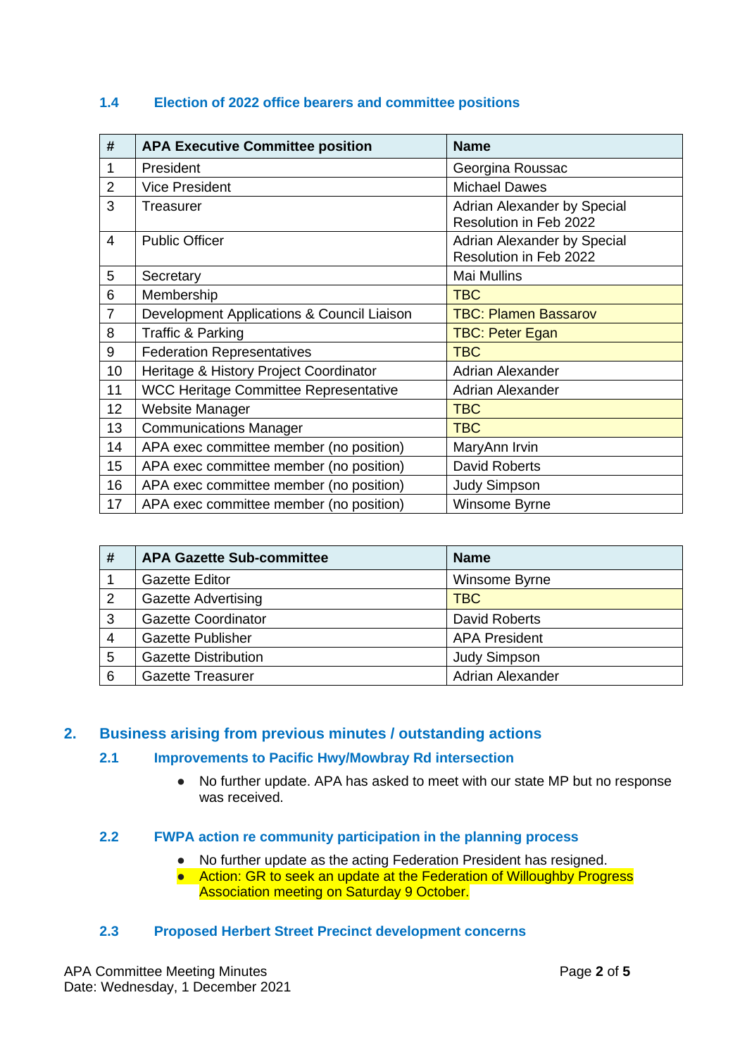### 1.4 Election of 2022 office bearers and committee positions

| # | APA Executive Committee position | Name |
|---|---|---|
| 1 | President | Georgina Roussac |
| 2 | Vice President | Michael Dawes |
| 3 | Treasurer | Adrian Alexander by Special Resolution in Feb 2022 |
| 4 | Public Officer | Adrian Alexander by Special Resolution in Feb 2022 |
| 5 | Secretary | Mai Mullins |
| 6 | Membership | TBC |
| 7 | Development Applications & Council Liaison | TBC: Plamen Bassarov |
| 8 | Traffic & Parking | TBC: Peter Egan |
| 9 | Federation Representatives | TBC |
| 10 | Heritage & History Project Coordinator | Adrian Alexander |
| 11 | WCC Heritage Committee Representative | Adrian Alexander |
| 12 | Website Manager | TBC |
| 13 | Communications Manager | TBC |
| 14 | APA exec committee member (no position) | MaryAnn Irvin |
| 15 | APA exec committee member (no position) | David Roberts |
| 16 | APA exec committee member (no position) | Judy Simpson |
| 17 | APA exec committee member (no position) | Winsome Byrne |

| # | APA Gazette Sub-committee | Name |
|---|---|---|
| 1 | Gazette Editor | Winsome Byrne |
| 2 | Gazette Advertising | TBC |
| 3 | Gazette Coordinator | David Roberts |
| 4 | Gazette Publisher | APA President |
| 5 | Gazette Distribution | Judy Simpson |
| 6 | Gazette Treasurer | Adrian Alexander |

## 2. Business arising from previous minutes / outstanding actions

### 2.1 Improvements to Pacific Hwy/Mowbray Rd intersection

- No further update. APA has asked to meet with our state MP but no response was received.

### 2.2 FWPA action re community participation in the planning process

- No further update as the acting Federation President has resigned.
- Action: GR to seek an update at the Federation of Willoughby Progress Association meeting on Saturday 9 October.

### 2.3 Proposed Herbert Street Precinct development concerns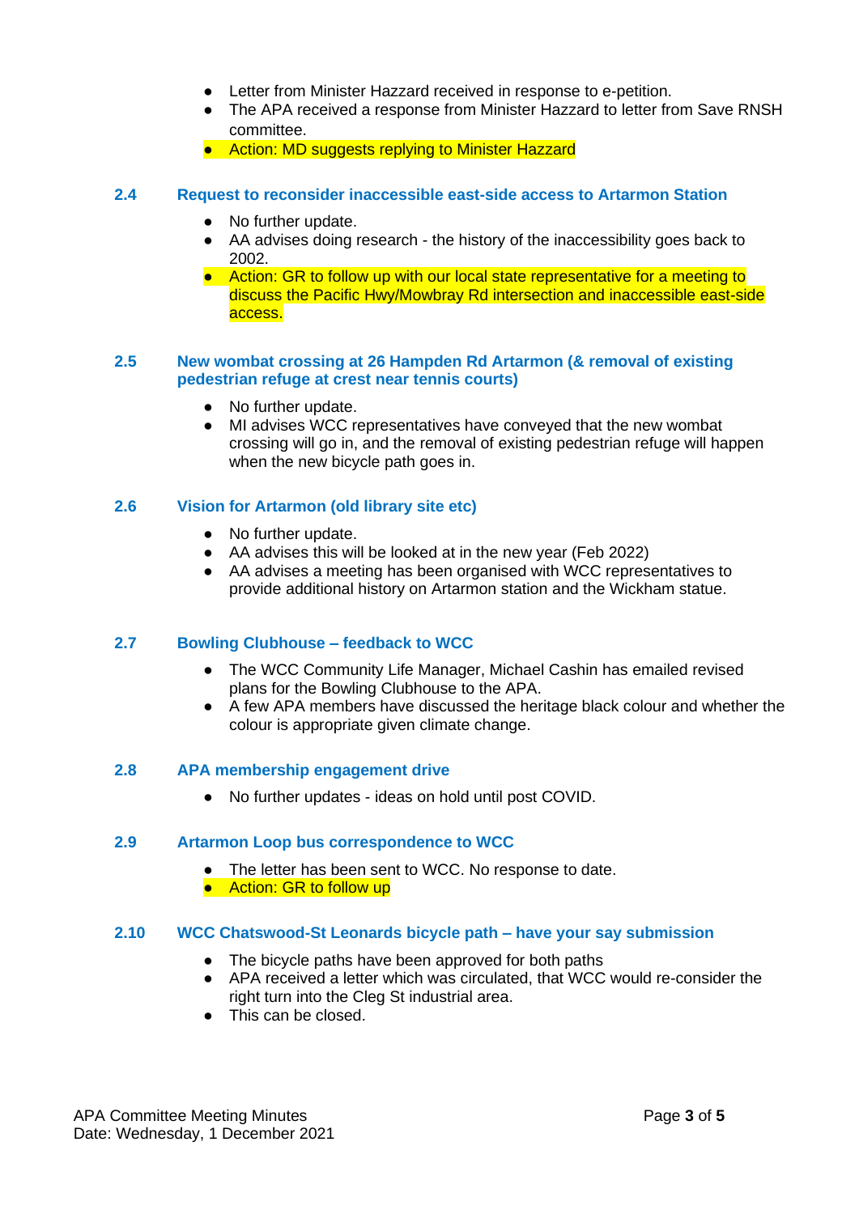- Letter from Minister Hazzard received in response to e-petition.
- The APA received a response from Minister Hazzard to letter from Save RNSH committee.
- Action: MD suggests replying to Minister Hazzard

### 2.4 Request to reconsider inaccessible east-side access to Artarmon Station

- No further update.
- AA advises doing research - the history of the inaccessibility goes back to 2002.
- Action: GR to follow up with our local state representative for a meeting to discuss the Pacific Hwy/Mowbray Rd intersection and inaccessible east-side access.

### 2.5 New wombat crossing at 26 Hampden Rd Artarmon (& removal of existing pedestrian refuge at crest near tennis courts)

- No further update.
- MI advises WCC representatives have conveyed that the new wombat crossing will go in, and the removal of existing pedestrian refuge will happen when the new bicycle path goes in.

### 2.6 Vision for Artarmon (old library site etc)

- No further update.
- AA advises this will be looked at in the new year (Feb 2022)
- AA advises a meeting has been organised with WCC representatives to provide additional history on Artarmon station and the Wickham statue.

### 2.7 Bowling Clubhouse – feedback to WCC

- The WCC Community Life Manager, Michael Cashin has emailed revised plans for the Bowling Clubhouse to the APA.
- A few APA members have discussed the heritage black colour and whether the colour is appropriate given climate change.

### 2.8 APA membership engagement drive

- No further updates - ideas on hold until post COVID.

### 2.9 Artarmon Loop bus correspondence to WCC

- The letter has been sent to WCC. No response to date.
- Action: GR to follow up

### 2.10 WCC Chatswood-St Leonards bicycle path – have your say submission

- The bicycle paths have been approved for both paths
- APA received a letter which was circulated, that WCC would re-consider the right turn into the Cleg St industrial area.
- This can be closed.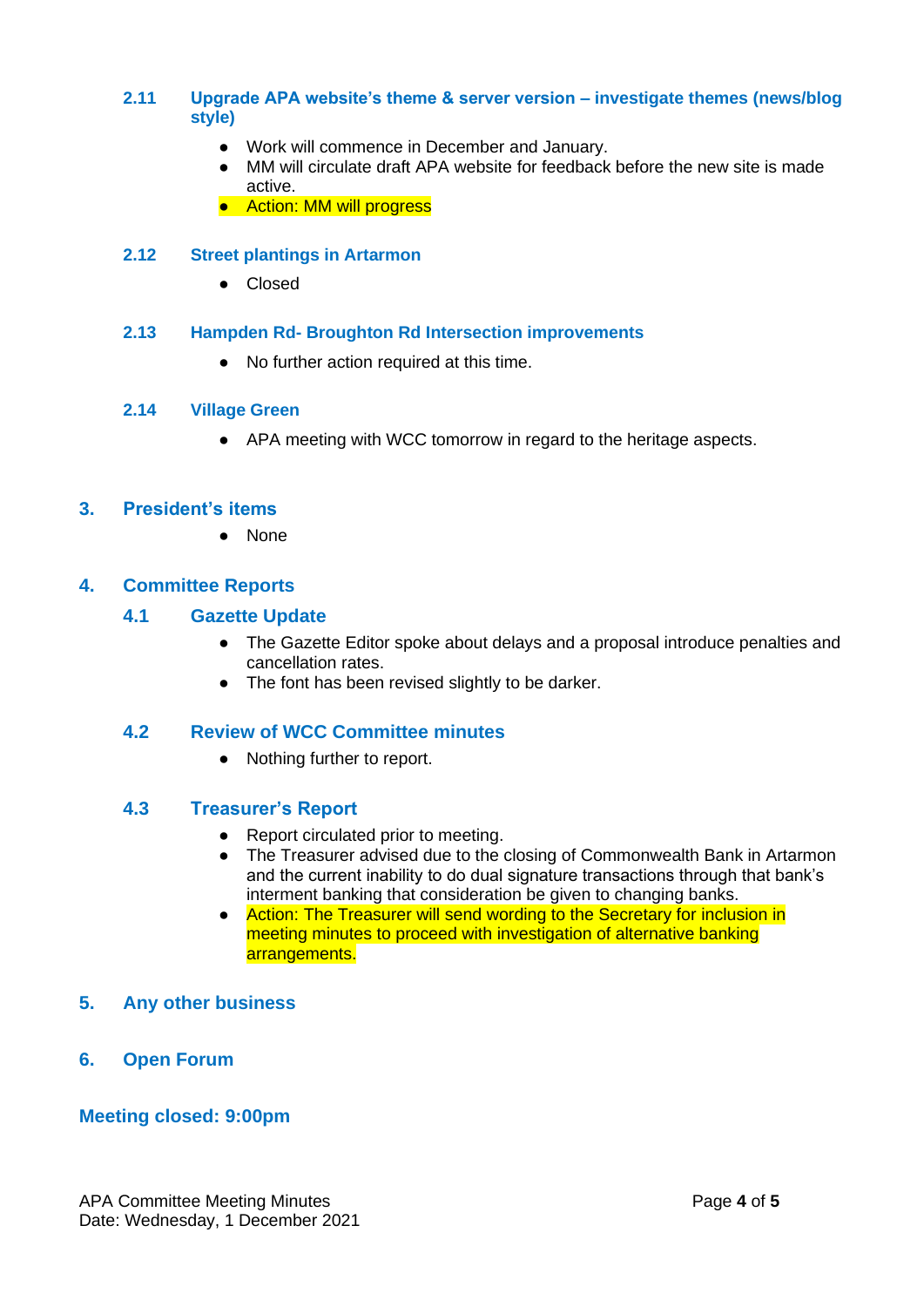### 2.11 Upgrade APA website's theme & server version – investigate themes (news/blog style)

- Work will commence in December and January.
- MM will circulate draft APA website for feedback before the new site is made active.
- Action: MM will progress

### 2.12 Street plantings in Artarmon

- Closed

### 2.13 Hampden Rd- Broughton Rd Intersection improvements

- No further action required at this time.

### 2.14 Village Green

- APA meeting with WCC tomorrow in regard to the heritage aspects.

## 3. President's items

- None

## 4. Committee Reports

### 4.1 Gazette Update

- The Gazette Editor spoke about delays and a proposal introduce penalties and cancellation rates.
- The font has been revised slightly to be darker.

### 4.2 Review of WCC Committee minutes

- Nothing further to report.

### 4.3 Treasurer's Report

- Report circulated prior to meeting.
- The Treasurer advised due to the closing of Commonwealth Bank in Artarmon and the current inability to do dual signature transactions through that bank's interment banking that consideration be given to changing banks.
- Action: The Treasurer will send wording to the Secretary for inclusion in meeting minutes to proceed with investigation of alternative banking arrangements.

## 5. Any other business

## 6. Open Forum

**Meeting closed: 9:00pm**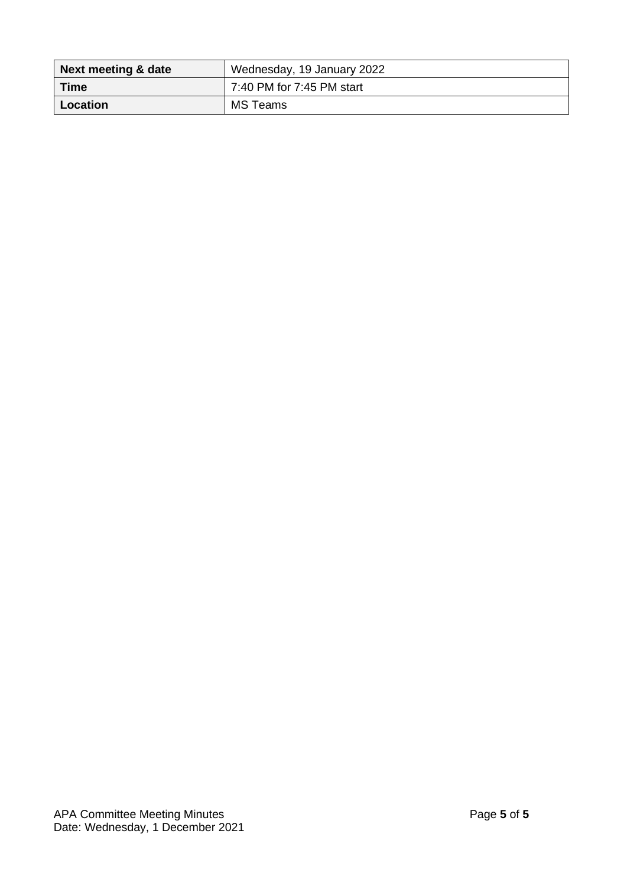| | |
|---|---|
| **Next meeting & date** | Wednesday, 19 January 2022 |
| **Time** | 7:40 PM for 7:45 PM start |
| **Location** | MS Teams |